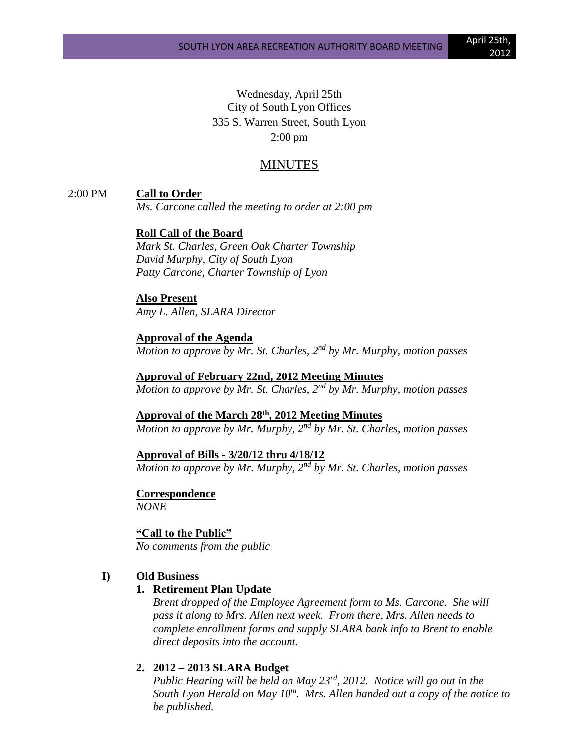Wednesday, April 25th
City of South Lyon Offices
335 S. Warren Street, South Lyon
2:00 pm

# MINUTES

2:00 PM **Call to Order**

*Ms. Carcone called the meeting to order at 2:00 pm*

**Roll Call of the Board**

*Mark St. Charles, Green Oak Charter Township*
*David Murphy, City of South Lyon*
*Patty Carcone, Charter Township of Lyon*

**Also Present**

*Amy L. Allen, SLARA Director*

**Approval of the Agenda**

*Motion to approve by Mr. St. Charles, 2nd by Mr. Murphy, motion passes*

**Approval of February 22nd, 2012 Meeting Minutes**

*Motion to approve by Mr. St. Charles, 2nd by Mr. Murphy, motion passes*

**Approval of the March 28th, 2012 Meeting Minutes**

*Motion to approve by Mr. Murphy, 2nd by Mr. St. Charles, motion passes*

**Approval of Bills - 3/20/12 thru 4/18/12**

*Motion to approve by Mr. Murphy, 2nd by Mr. St. Charles, motion passes*

**Correspondence**

*NONE*

**"Call to the Public"**

*No comments from the public*

**I) Old Business**

1. **Retirement Plan Update**

   *Brent dropped of the Employee Agreement form to Ms. Carcone. She will pass it along to Mrs. Allen next week. From there, Mrs. Allen needs to complete enrollment forms and supply SLARA bank info to Brent to enable direct deposits into the account.*

2. **2012 – 2013 SLARA Budget**

   *Public Hearing will be held on May 23rd, 2012. Notice will go out in the South Lyon Herald on May 10th. Mrs. Allen handed out a copy of the notice to be published.*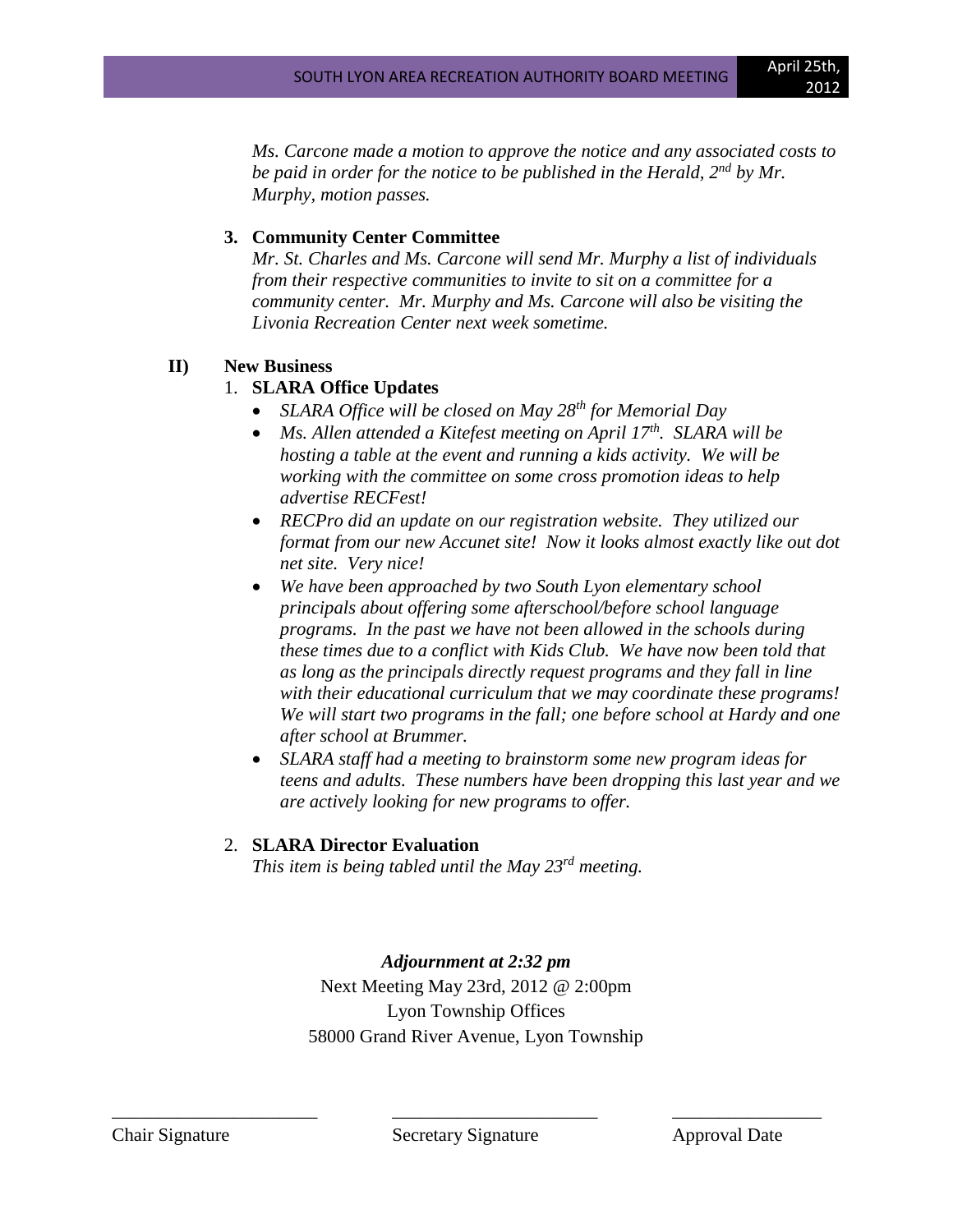*Ms. Carcone made a motion to approve the notice and any associated costs to be paid in order for the notice to be published in the Herald, 2nd by Mr. Murphy, motion passes.*

**3. Community Center Committee**

*Mr. St. Charles and Ms. Carcone will send Mr. Murphy a list of individuals from their respective communities to invite to sit on a committee for a community center. Mr. Murphy and Ms. Carcone will also be visiting the Livonia Recreation Center next week sometime.*

## II) New Business

**1. SLARA Office Updates**

- *SLARA Office will be closed on May 28th for Memorial Day*
- *Ms. Allen attended a Kitefest meeting on April 17th. SLARA will be hosting a table at the event and running a kids activity. We will be working with the committee on some cross promotion ideas to help advertise RECFest!*
- *RECPro did an update on our registration website. They utilized our format from our new Accunet site! Now it looks almost exactly like out dot net site. Very nice!*
- *We have been approached by two South Lyon elementary school principals about offering some afterschool/before school language programs. In the past we have not been allowed in the schools during these times due to a conflict with Kids Club. We have now been told that as long as the principals directly request programs and they fall in line with their educational curriculum that we may coordinate these programs! We will start two programs in the fall; one before school at Hardy and one after school at Brummer.*
- *SLARA staff had a meeting to brainstorm some new program ideas for teens and adults. These numbers have been dropping this last year and we are actively looking for new programs to offer.*

**2. SLARA Director Evaluation**

*This item is being tabled until the May 23rd meeting.*

***Adjournment at 2:32 pm***

Next Meeting May 23rd, 2012 @ 2:00pm
Lyon Township Offices
58000 Grand River Avenue, Lyon Township

_______________________ _______________________ ________________

Chair Signature Secretary Signature Approval Date